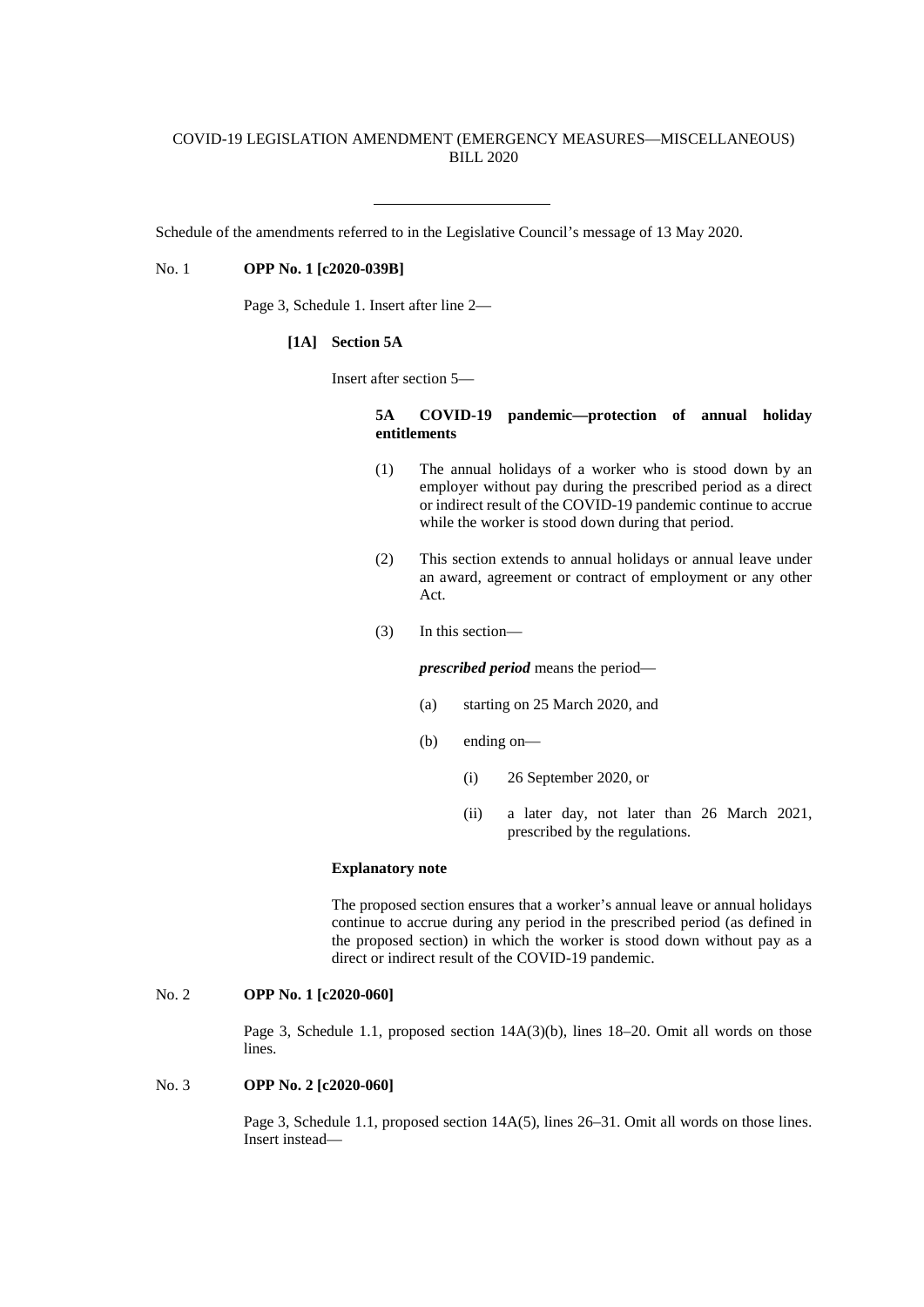COVID-19 LEGISLATION AMENDMENT (EMERGENCY MEASURES—MISCELLANEOUS) BILL 2020

---

Schedule of the amendments referred to in the Legislative Council's message of 13 May 2020.

No. 1 **OPP No. 1 [c2020-039B]**

Page 3, Schedule 1. Insert after line 2—

**[1A] Section 5A**

Insert after section 5—

**5A COVID-19 pandemic—protection of annual holiday entitlements**

(1) The annual holidays of a worker who is stood down by an employer without pay during the prescribed period as a direct or indirect result of the COVID-19 pandemic continue to accrue while the worker is stood down during that period.

(2) This section extends to annual holidays or annual leave under an award, agreement or contract of employment or any other Act.

(3) In this section—

***prescribed period*** means the period—

(a) starting on 25 March 2020, and

(b) ending on—

(i) 26 September 2020, or

(ii) a later day, not later than 26 March 2021, prescribed by the regulations.

**Explanatory note**

The proposed section ensures that a worker's annual leave or annual holidays continue to accrue during any period in the prescribed period (as defined in the proposed section) in which the worker is stood down without pay as a direct or indirect result of the COVID-19 pandemic.

No. 2 **OPP No. 1 [c2020-060]**

Page 3, Schedule 1.1, proposed section 14A(3)(b), lines 18–20. Omit all words on those lines.

No. 3 **OPP No. 2 [c2020-060]**

Page 3, Schedule 1.1, proposed section 14A(5), lines 26–31. Omit all words on those lines. Insert instead—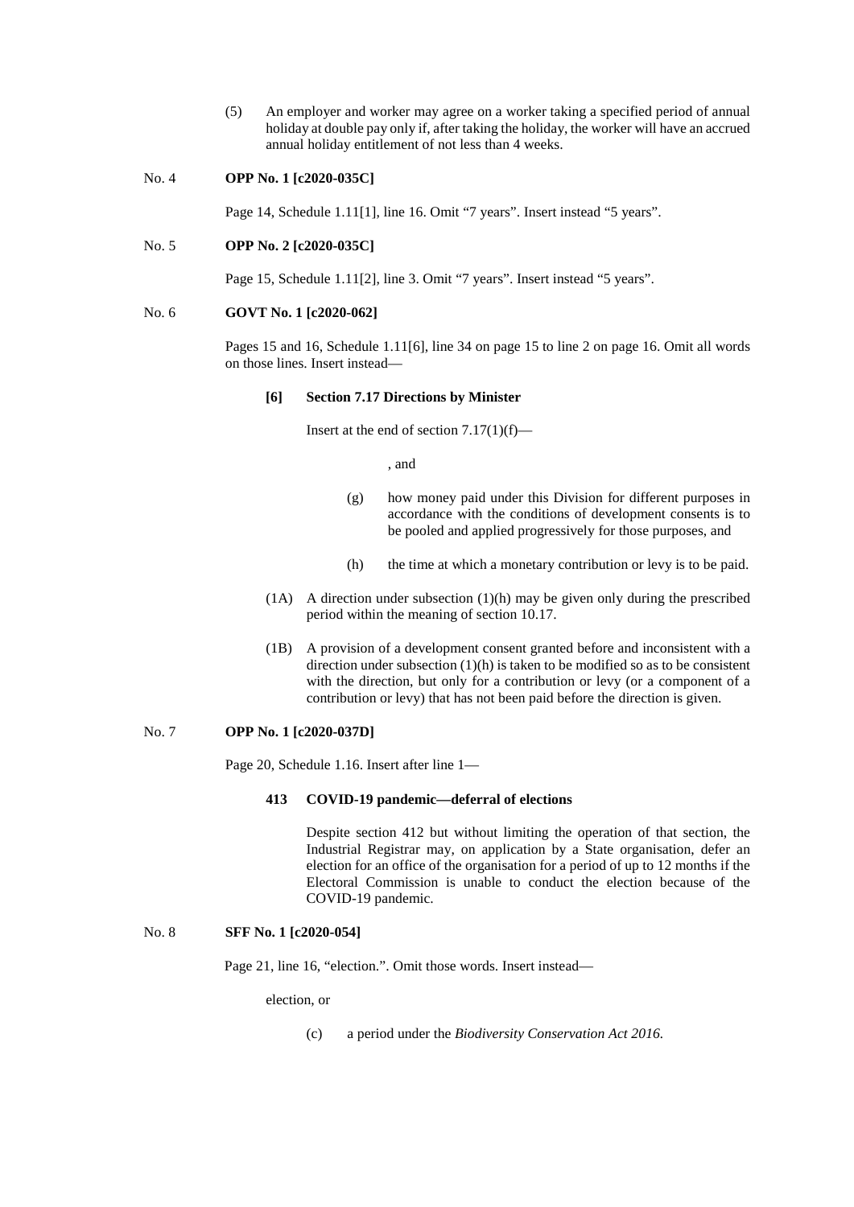(5) An employer and worker may agree on a worker taking a specified period of annual holiday at double pay only if, after taking the holiday, the worker will have an accrued annual holiday entitlement of not less than 4 weeks.

No. 4 **OPP No. 1 [c2020-035C]**

Page 14, Schedule 1.11[1], line 16. Omit "7 years". Insert instead "5 years".

No. 5 **OPP No. 2 [c2020-035C]**

Page 15, Schedule 1.11[2], line 3. Omit "7 years". Insert instead "5 years".

No. 6 **GOVT No. 1 [c2020-062]**

Pages 15 and 16, Schedule 1.11[6], line 34 on page 15 to line 2 on page 16. Omit all words on those lines. Insert instead—

**[6] Section 7.17 Directions by Minister**

Insert at the end of section 7.17(1)(f)—

, and

(g) how money paid under this Division for different purposes in accordance with the conditions of development consents is to be pooled and applied progressively for those purposes, and

(h) the time at which a monetary contribution or levy is to be paid.

(1A) A direction under subsection (1)(h) may be given only during the prescribed period within the meaning of section 10.17.

(1B) A provision of a development consent granted before and inconsistent with a direction under subsection (1)(h) is taken to be modified so as to be consistent with the direction, but only for a contribution or levy (or a component of a contribution or levy) that has not been paid before the direction is given.

No. 7 **OPP No. 1 [c2020-037D]**

Page 20, Schedule 1.16. Insert after line 1—

**413 COVID-19 pandemic—deferral of elections**

Despite section 412 but without limiting the operation of that section, the Industrial Registrar may, on application by a State organisation, defer an election for an office of the organisation for a period of up to 12 months if the Electoral Commission is unable to conduct the election because of the COVID-19 pandemic.

No. 8 **SFF No. 1 [c2020-054]**

Page 21, line 16, "election.". Omit those words. Insert instead—

election, or

(c) a period under the *Biodiversity Conservation Act 2016*.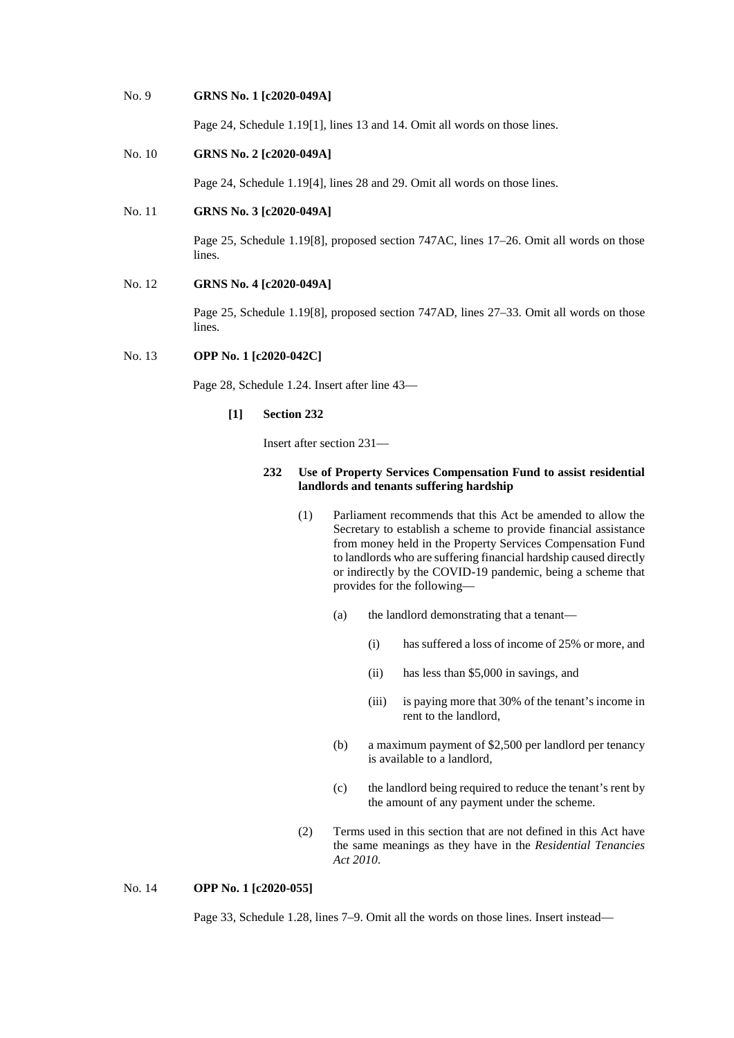No. 9 **GRNS No. 1 [c2020-049A]**

Page 24, Schedule 1.19[1], lines 13 and 14. Omit all words on those lines.

No. 10 **GRNS No. 2 [c2020-049A]**

Page 24, Schedule 1.19[4], lines 28 and 29. Omit all words on those lines.

No. 11 **GRNS No. 3 [c2020-049A]**

Page 25, Schedule 1.19[8], proposed section 747AC, lines 17–26. Omit all words on those lines.

No. 12 **GRNS No. 4 [c2020-049A]**

Page 25, Schedule 1.19[8], proposed section 747AD, lines 27–33. Omit all words on those lines.

No. 13 **OPP No. 1 [c2020-042C]**

Page 28, Schedule 1.24. Insert after line 43—

**[1] Section 232**

Insert after section 231—

**232 Use of Property Services Compensation Fund to assist residential landlords and tenants suffering hardship**

(1) Parliament recommends that this Act be amended to allow the Secretary to establish a scheme to provide financial assistance from money held in the Property Services Compensation Fund to landlords who are suffering financial hardship caused directly or indirectly by the COVID-19 pandemic, being a scheme that provides for the following—

(a) the landlord demonstrating that a tenant—

(i) has suffered a loss of income of 25% or more, and

(ii) has less than $5,000 in savings, and

(iii) is paying more that 30% of the tenant's income in rent to the landlord,

(b) a maximum payment of $2,500 per landlord per tenancy is available to a landlord,

(c) the landlord being required to reduce the tenant's rent by the amount of any payment under the scheme.

(2) Terms used in this section that are not defined in this Act have the same meanings as they have in the *Residential Tenancies Act 2010*.

No. 14 **OPP No. 1 [c2020-055]**

Page 33, Schedule 1.28, lines 7–9. Omit all the words on those lines. Insert instead—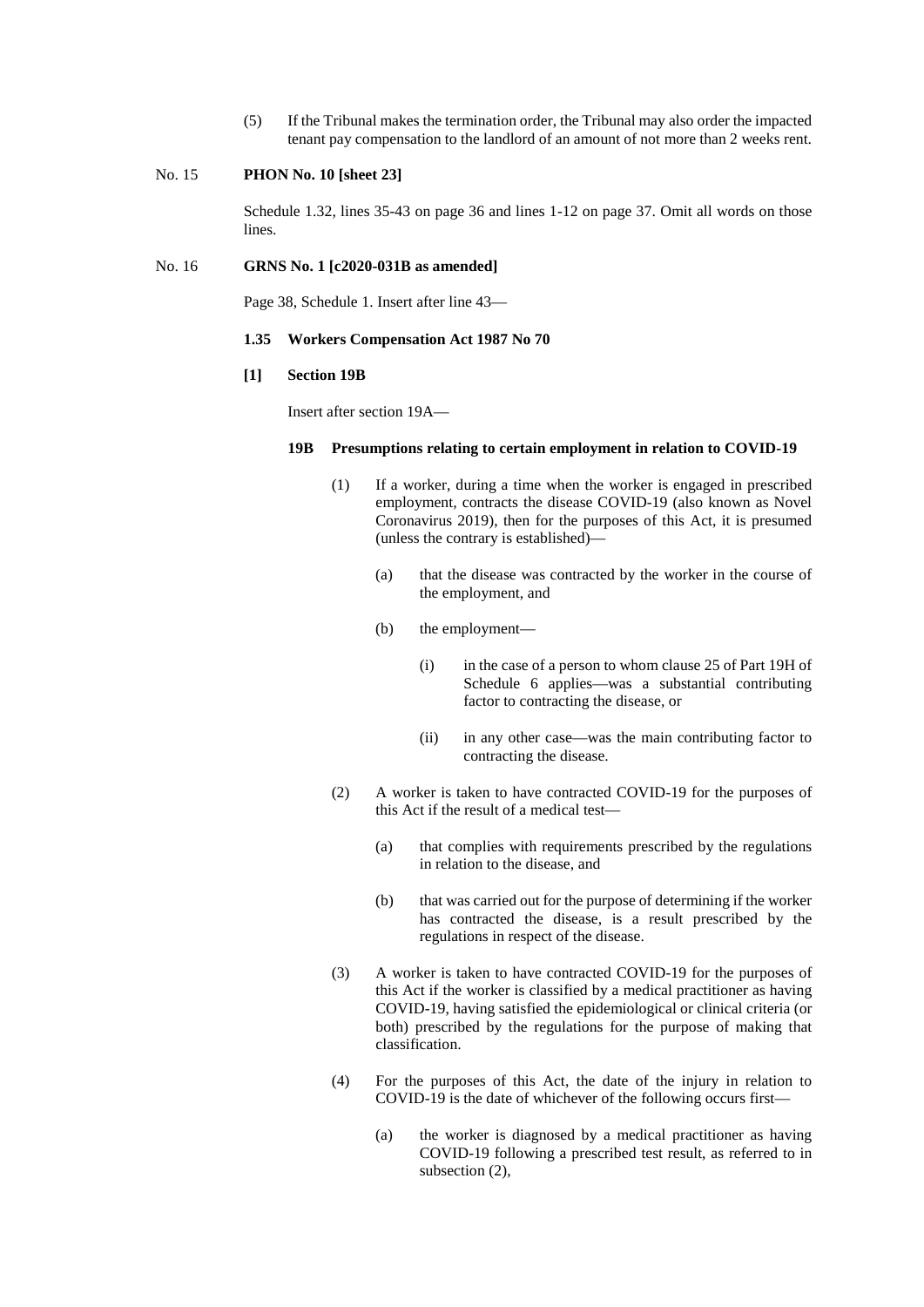(5) If the Tribunal makes the termination order, the Tribunal may also order the impacted tenant pay compensation to the landlord of an amount of not more than 2 weeks rent.

No. 15 **PHON No. 10 [sheet 23]**

Schedule 1.32, lines 35-43 on page 36 and lines 1-12 on page 37. Omit all words on those lines.

No. 16 **GRNS No. 1 [c2020-031B as amended]**

Page 38, Schedule 1. Insert after line 43—

**1.35 Workers Compensation Act 1987 No 70**

**[1] Section 19B**

Insert after section 19A—

**19B Presumptions relating to certain employment in relation to COVID-19**

(1) If a worker, during a time when the worker is engaged in prescribed employment, contracts the disease COVID-19 (also known as Novel Coronavirus 2019), then for the purposes of this Act, it is presumed (unless the contrary is established)—

(a) that the disease was contracted by the worker in the course of the employment, and

(b) the employment—

(i) in the case of a person to whom clause 25 of Part 19H of Schedule 6 applies—was a substantial contributing factor to contracting the disease, or

(ii) in any other case—was the main contributing factor to contracting the disease.

(2) A worker is taken to have contracted COVID-19 for the purposes of this Act if the result of a medical test—

(a) that complies with requirements prescribed by the regulations in relation to the disease, and

(b) that was carried out for the purpose of determining if the worker has contracted the disease, is a result prescribed by the regulations in respect of the disease.

(3) A worker is taken to have contracted COVID-19 for the purposes of this Act if the worker is classified by a medical practitioner as having COVID-19, having satisfied the epidemiological or clinical criteria (or both) prescribed by the regulations for the purpose of making that classification.

(4) For the purposes of this Act, the date of the injury in relation to COVID-19 is the date of whichever of the following occurs first—

(a) the worker is diagnosed by a medical practitioner as having COVID-19 following a prescribed test result, as referred to in subsection (2),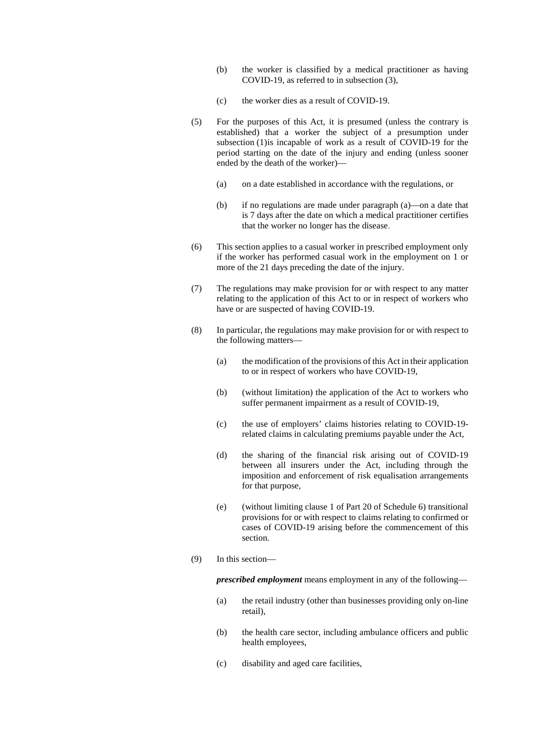(b) the worker is classified by a medical practitioner as having COVID-19, as referred to in subsection (3),

(c) the worker dies as a result of COVID-19.

(5) For the purposes of this Act, it is presumed (unless the contrary is established) that a worker the subject of a presumption under subsection (1)is incapable of work as a result of COVID-19 for the period starting on the date of the injury and ending (unless sooner ended by the death of the worker)—

(a) on a date established in accordance with the regulations, or

(b) if no regulations are made under paragraph (a)—on a date that is 7 days after the date on which a medical practitioner certifies that the worker no longer has the disease.

(6) This section applies to a casual worker in prescribed employment only if the worker has performed casual work in the employment on 1 or more of the 21 days preceding the date of the injury.

(7) The regulations may make provision for or with respect to any matter relating to the application of this Act to or in respect of workers who have or are suspected of having COVID-19.

(8) In particular, the regulations may make provision for or with respect to the following matters—

(a) the modification of the provisions of this Act in their application to or in respect of workers who have COVID-19,

(b) (without limitation) the application of the Act to workers who suffer permanent impairment as a result of COVID-19,

(c) the use of employers' claims histories relating to COVID-19-related claims in calculating premiums payable under the Act,

(d) the sharing of the financial risk arising out of COVID-19 between all insurers under the Act, including through the imposition and enforcement of risk equalisation arrangements for that purpose,

(e) (without limiting clause 1 of Part 20 of Schedule 6) transitional provisions for or with respect to claims relating to confirmed or cases of COVID-19 arising before the commencement of this section.

(9) In this section—

***prescribed employment*** means employment in any of the following—

(a) the retail industry (other than businesses providing only on-line retail),

(b) the health care sector, including ambulance officers and public health employees,

(c) disability and aged care facilities,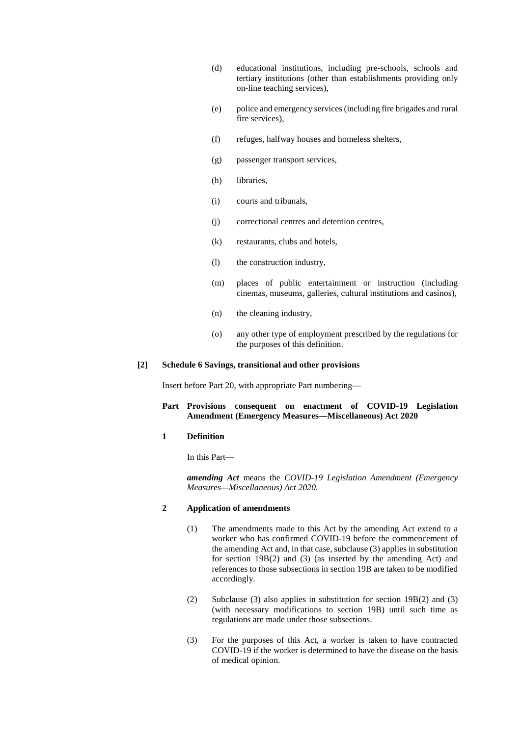(d) educational institutions, including pre-schools, schools and tertiary institutions (other than establishments providing only on-line teaching services),

(e) police and emergency services (including fire brigades and rural fire services),

(f) refuges, halfway houses and homeless shelters,

(g) passenger transport services,

(h) libraries,

(i) courts and tribunals,

(j) correctional centres and detention centres,

(k) restaurants, clubs and hotels,

(l) the construction industry,

(m) places of public entertainment or instruction (including cinemas, museums, galleries, cultural institutions and casinos),

(n) the cleaning industry,

(o) any other type of employment prescribed by the regulations for the purposes of this definition.

**[2] Schedule 6 Savings, transitional and other provisions**

Insert before Part 20, with appropriate Part numbering—

**Part Provisions consequent on enactment of COVID-19 Legislation Amendment (Emergency Measures—Miscellaneous) Act 2020**

**1 Definition**

In this Part—

***amending Act*** means the *COVID-19 Legislation Amendment (Emergency Measures—Miscellaneous) Act 2020*.

**2 Application of amendments**

(1) The amendments made to this Act by the amending Act extend to a worker who has confirmed COVID-19 before the commencement of the amending Act and, in that case, subclause (3) applies in substitution for section 19B(2) and (3) (as inserted by the amending Act) and references to those subsections in section 19B are taken to be modified accordingly.

(2) Subclause (3) also applies in substitution for section 19B(2) and (3) (with necessary modifications to section 19B) until such time as regulations are made under those subsections.

(3) For the purposes of this Act, a worker is taken to have contracted COVID-19 if the worker is determined to have the disease on the basis of medical opinion.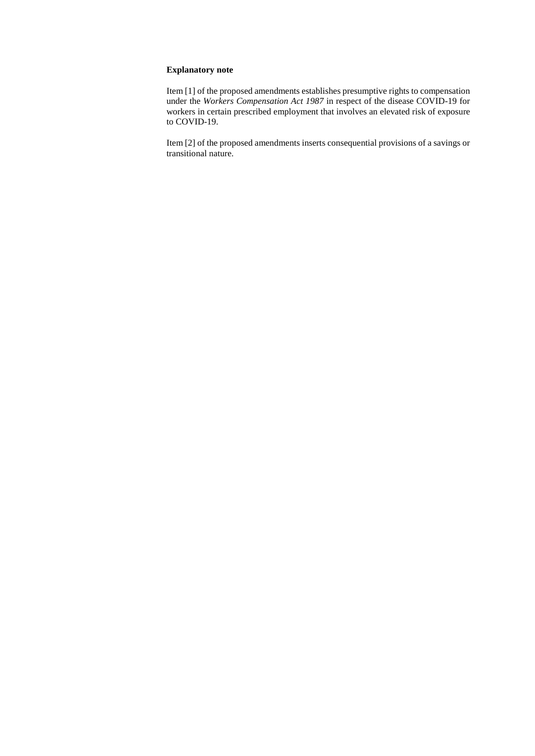**Explanatory note**

Item [1] of the proposed amendments establishes presumptive rights to compensation under the *Workers Compensation Act 1987* in respect of the disease COVID-19 for workers in certain prescribed employment that involves an elevated risk of exposure to COVID-19.

Item [2] of the proposed amendments inserts consequential provisions of a savings or transitional nature.